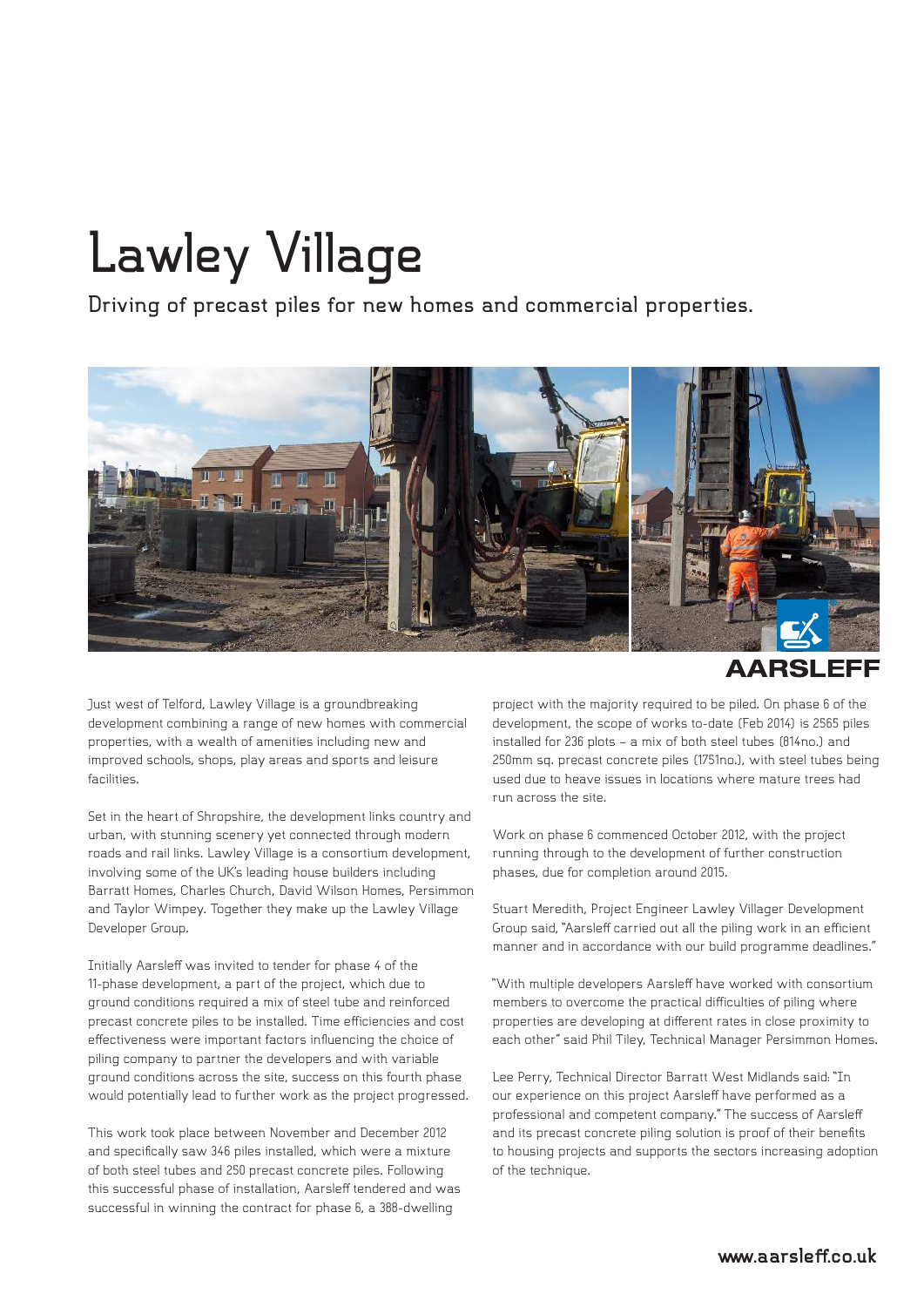# Lawley Village

## Driving of precast piles for new homes and commercial properties.

AARSLEFF

Just west of Telford, Lawley Village is a groundbreaking development combining a range of new homes with commercial properties, with a wealth of amenities including new and improved schools, shops, play areas and sports and leisure facilities.

Set in the heart of Shropshire, the development links country and urban, with stunning scenery yet connected through modern roads and rail links. Lawley Village is a consortium development, involving some of the UK's leading house builders including Barratt Homes, Charles Church, David Wilson Homes, Persimmon and Taylor Wimpey. Together they make up the Lawley Village Developer Group.

Initially Aarsleff was invited to tender for phase 4 of the 11-phase development, a part of the project, which due to ground conditions required a mix of steel tube and reinforced precast concrete piles to be installed. Time efficiencies and cost effectiveness were important factors influencing the choice of piling company to partner the developers and with variable ground conditions across the site, success on this fourth phase would potentially lead to further work as the project progressed.

This work took place between November and December 2012 and specifically saw 346 piles installed, which were a mixture of both steel tubes and 250 precast concrete piles. Following this successful phase of installation, Aarsleff tendered and was successful in winning the contract for phase 6, a 388-dwelling project with the majority required to be piled. On phase 6 of the development, the scope of works to-date (Feb 2014) is 2565 piles installed for 236 plots – a mix of both steel tubes (814no.) and 250mm sq. precast concrete piles (1751no.), with steel tubes being used due to heave issues in locations where mature trees had run across the site.

Work on phase 6 commenced October 2012, with the project running through to the development of further construction phases, due for completion around 2015.

Stuart Meredith, Project Engineer Lawley Villager Development Group said, "Aarsleff carried out all the piling work in an efficient manner and in accordance with our build programme deadlines."

"With multiple developers Aarsleff have worked with consortium members to overcome the practical difficulties of piling where properties are developing at different rates in close proximity to each other" said Phil Tiley, Technical Manager Persimmon Homes.

Lee Perry, Technical Director Barratt West Midlands said: "In our experience on this project Aarsleff have performed as a professional and competent company." The success of Aarsleff and its precast concrete piling solution is proof of their benefits to housing projects and supports the sectors increasing adoption of the technique.

www.aarsleff.co.uk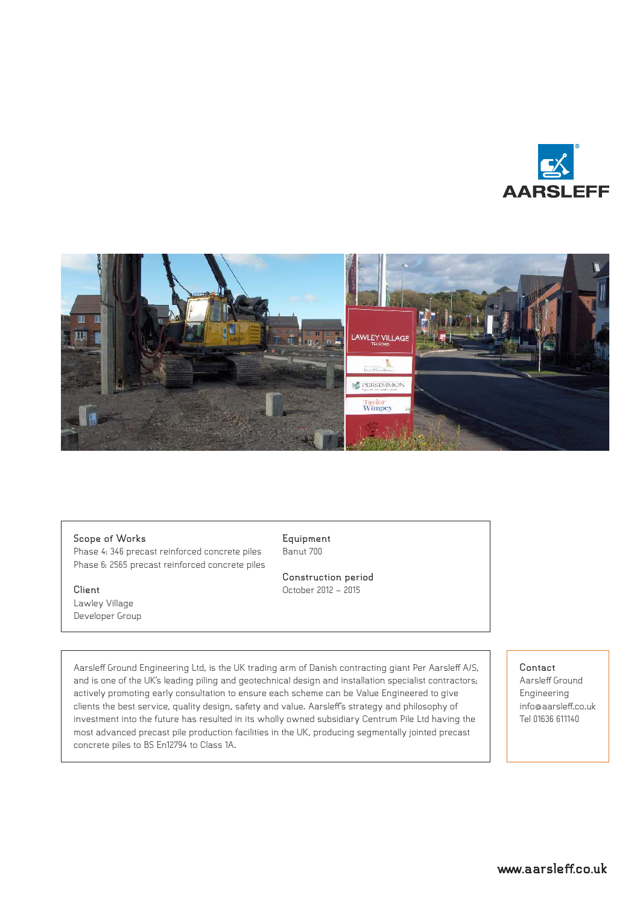AARSLEFF

### Scope of Works

Phase 4: 346 precast reinforced concrete piles
Phase 6: 2565 precast reinforced concrete piles

### Client

Lawley Village
Developer Group

### Equipment

Banut 700

### Construction period

October 2012 – 2015

Aarsleff Ground Engineering Ltd, is the UK trading arm of Danish contracting giant Per Aarsleff A/S, and is one of the UK's leading piling and geotechnical design and installation specialist contractors; actively promoting early consultation to ensure each scheme can be Value Engineered to give clients the best service, quality design, safety and value. Aarsleff's strategy and philosophy of investment into the future has resulted in its wholly owned subsidiary Centrum Pile Ltd having the most advanced precast pile production facilities in the UK, producing segmentally jointed precast concrete piles to BS En12794 to Class 1A.

### Contact

Aarsleff Ground Engineering
info@aarsleff.co.uk
Tel 01636 611140

www.aarsleff.co.uk